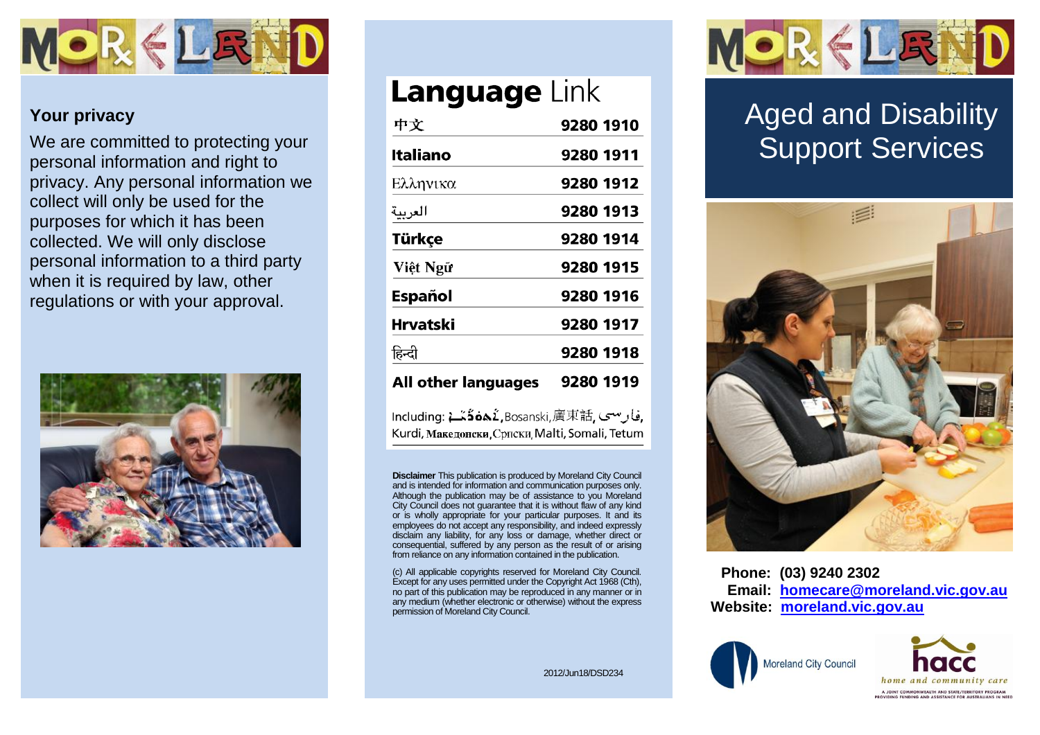## Your privacy

We are committed to protecting your personal information and right to privacy. Any personal information we collect will only be used for the purposes for which it has been collected. We will only disclose personal information to a third party when it is required by law, other regulations or with your approval.

# Language Link

| | |
|---|---|
| 中文 | 9280 1910 |
| Italiano | 9280 1911 |
| Ελληνικα | 9280 1912 |
| العربية | 9280 1913 |
| Türkçe | 9280 1914 |
| Việt Ngữ | 9280 1915 |
| Español | 9280 1916 |
| Hrvatski | 9280 1917 |
| हिन्दी | 9280 1918 |
| All other languages | 9280 1919 |

Including: ܐܬܘܪܝܐ, Bosanski, 廣東話, فارسی, Kurdi, Македонски, Српски, Malti, Somali, Tetum

**Disclaimer** This publication is produced by Moreland City Council and is intended for information and communication purposes only. Although the publication may be of assistance to you Moreland City Council does not guarantee that it is without flaw of any kind or is wholly appropriate for your particular purposes. It and its employees do not accept any responsibility, and indeed expressly disclaim any liability, for any loss or damage, whether direct or consequential, suffered by any person as the result of or arising from reliance on any information contained in the publication.

(c) All applicable copyrights reserved for Moreland City Council. Except for any uses permitted under the Copyright Act 1968 (Cth), no part of this publication may be reproduced in any manner or in any medium (whether electronic or otherwise) without the express permission of Moreland City Council.

2012/Jun18/DSD234

# Aged and Disability Support Services

**Phone:** **(03) 9240 2302**
**Email:** **homecare@moreland.vic.gov.au**
**Website:** **moreland.vic.gov.au**

Moreland City Council

hacc home and community care
A JOINT COMMONWEALTH AND STATE/TERRITORY PROGRAM PROVIDING FUNDING AND ASSISTANCE FOR AUSTRALIANS IN NEED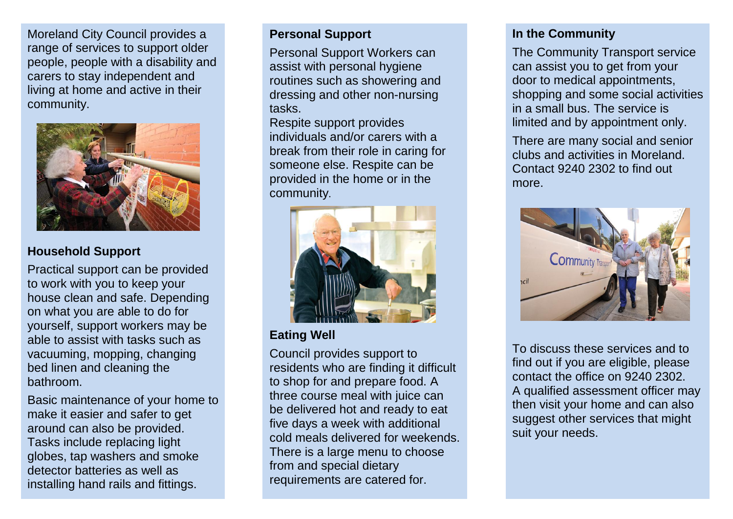Moreland City Council provides a range of services to support older people, people with a disability and carers to stay independent and living at home and active in their community.

## Household Support

Practical support can be provided to work with you to keep your house clean and safe. Depending on what you are able to do for yourself, support workers may be able to assist with tasks such as vacuuming, mopping, changing bed linen and cleaning the bathroom.

Basic maintenance of your home to make it easier and safer to get around can also be provided. Tasks include replacing light globes, tap washers and smoke detector batteries as well as installing hand rails and fittings.

## Personal Support

Personal Support Workers can assist with personal hygiene routines such as showering and dressing and other non-nursing tasks.

Respite support provides individuals and/or carers with a break from their role in caring for someone else. Respite can be provided in the home or in the community.

## Eating Well

Council provides support to residents who are finding it difficult to shop for and prepare food. A three course meal with juice can be delivered hot and ready to eat five days a week with additional cold meals delivered for weekends. There is a large menu to choose from and special dietary requirements are catered for.

## In the Community

The Community Transport service can assist you to get from your door to medical appointments, shopping and some social activities in a small bus. The service is limited and by appointment only.

There are many social and senior clubs and activities in Moreland. Contact 9240 2302 to find out more.

To discuss these services and to find out if you are eligible, please contact the office on 9240 2302. A qualified assessment officer may then visit your home and can also suggest other services that might suit your needs.